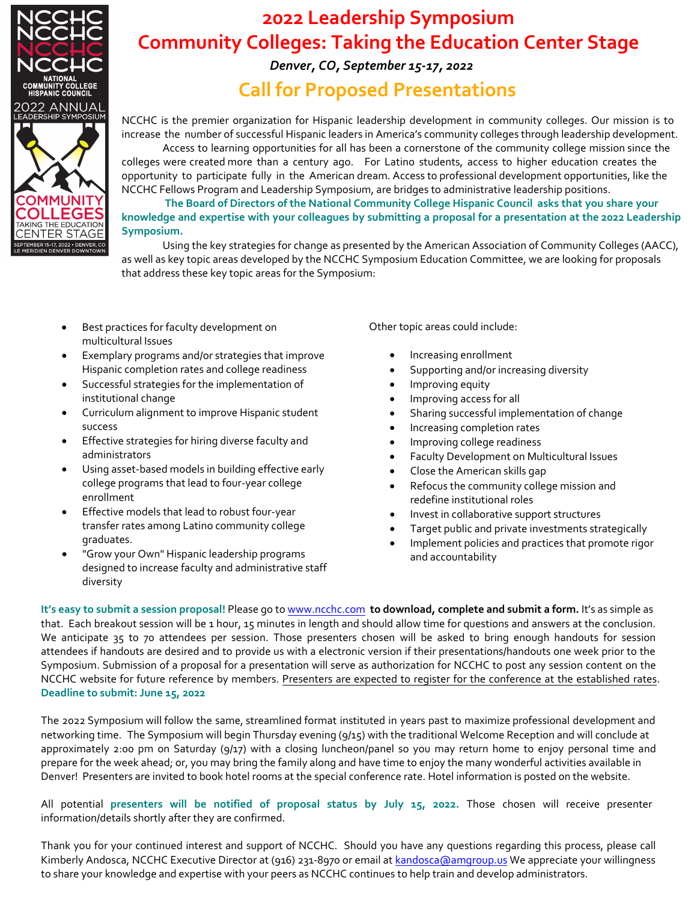# 2022 Leadership Symposium

# Community Colleges: Taking the Education Center Stage

***Denver, CO, September 15-17, 2022***

## Call for Proposed Presentations

NCCHC is the premier organization for Hispanic leadership development in community colleges. Our mission is to increase the number of successful Hispanic leaders in America's community colleges through leadership development.

Access to learning opportunities for all has been a cornerstone of the community college mission since the colleges were created more than a century ago. For Latino students, access to higher education creates the opportunity to participate fully in the American dream. Access to professional development opportunities, like the NCCHC Fellows Program and Leadership Symposium, are bridges to administrative leadership positions.

**The Board of Directors of the National Community College Hispanic Council asks that you share your knowledge and expertise with your colleagues by submitting a proposal for a presentation at the 2022 Leadership Symposium.**

Using the key strategies for change as presented by the American Association of Community Colleges (AACC), as well as key topic areas developed by the NCCHC Symposium Education Committee, we are looking for proposals that address these key topic areas for the Symposium:

- Best practices for faculty development on multicultural Issues
- Exemplary programs and/or strategies that improve Hispanic completion rates and college readiness
- Successful strategies for the implementation of institutional change
- Curriculum alignment to improve Hispanic student success
- Effective strategies for hiring diverse faculty and administrators
- Using asset-based models in building effective early college programs that lead to four-year college enrollment
- Effective models that lead to robust four-year transfer rates among Latino community college graduates.
- "Grow your Own" Hispanic leadership programs designed to increase faculty and administrative staff diversity

Other topic areas could include:

- Increasing enrollment
- Supporting and/or increasing diversity
- Improving equity
- Improving access for all
- Sharing successful implementation of change
- Increasing completion rates
- Improving college readiness
- Faculty Development on Multicultural Issues
- Close the American skills gap
- Refocus the community college mission and redefine institutional roles
- Invest in collaborative support structures
- Target public and private investments strategically
- Implement policies and practices that promote rigor and accountability

**It's easy to submit a session proposal!** Please go to www.ncchc.com **to download, complete and submit a form.** It's as simple as that. Each breakout session will be 1 hour, 15 minutes in length and should allow time for questions and answers at the conclusion. We anticipate 35 to 70 attendees per session. Those presenters chosen will be asked to bring enough handouts for session attendees if handouts are desired and to provide us with a electronic version if their presentations/handouts one week prior to the Symposium. Submission of a proposal for a presentation will serve as authorization for NCCHC to post any session content on the NCCHC website for future reference by members. Presenters are expected to register for the conference at the established rates. **Deadline to submit: June 15, 2022**

The 2022 Symposium will follow the same, streamlined format instituted in years past to maximize professional development and networking time. The Symposium will begin Thursday evening (9/15) with the traditional Welcome Reception and will conclude at approximately 2:00 pm on Saturday (9/17) with a closing luncheon/panel so you may return home to enjoy personal time and prepare for the week ahead; or, you may bring the family along and have time to enjoy the many wonderful activities available in Denver! Presenters are invited to book hotel rooms at the special conference rate. Hotel information is posted on the website.

All potential **presenters will be notified of proposal status by July 15, 2022.** Those chosen will receive presenter information/details shortly after they are confirmed.

Thank you for your continued interest and support of NCCHC. Should you have any questions regarding this process, please call Kimberly Andosca, NCCHC Executive Director at (916) 231-8970 or email at kandosca@amgroup.us We appreciate your willingness to share your knowledge and expertise with your peers as NCCHC continues to help train and develop administrators.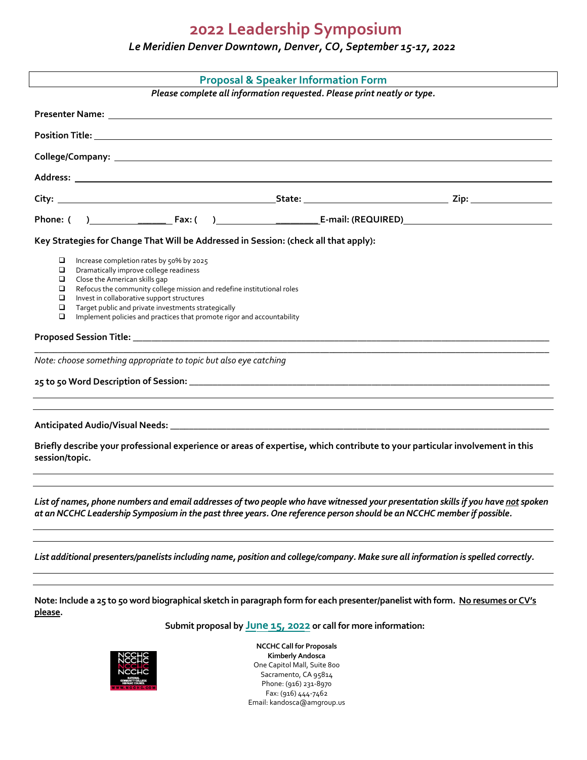# 2022 Leadership Symposium

*Le Meridien Denver Downtown, Denver, CO, September 15-17, 2022*

## Proposal & Speaker Information Form

*Please complete all information requested. Please print neatly or type.*

**Presenter Name:** ______________________________

**Position Title:** ______________________________

**College/Company:** ______________________________

**Address:** ______________________________

**City:** ____________________ **State:** ____________________ **Zip:** __________

**Phone: (   )** ______________ **Fax: (   )** ______________ **E-mail: (REQUIRED)** ______________

**Key Strategies for Change That Will be Addressed in Session: (check all that apply):**

- ❑ Increase completion rates by 50% by 2025
- ❑ Dramatically improve college readiness
- ❑ Close the American skills gap
- ❑ Refocus the community college mission and redefine institutional roles
- ❑ Invest in collaborative support structures
- ❑ Target public and private investments strategically
- ❑ Implement policies and practices that promote rigor and accountability

**Proposed Session Title:** ______________________________

______________________________

*Note: choose something appropriate to topic but also eye catching*

**25 to 50 Word Description of Session:** ______________________________

______________________________

______________________________

**Anticipated Audio/Visual Needs:** ______________________________

**Briefly describe your professional experience or areas of expertise, which contribute to your particular involvement in this session/topic.**

______________________________

______________________________

***List of names, phone numbers and email addresses of two people who have witnessed your presentation skills if you have not spoken at an NCCHC Leadership Symposium in the past three years. One reference person should be an NCCHC member if possible.***

______________________________

______________________________

***List additional presenters/panelists including name, position and college/company. Make sure all information is spelled correctly.***

______________________________

______________________________

**Note: Include a 25 to 50 word biographical sketch in paragraph form for each presenter/panelist with form. No resumes or CV's please.**

**Submit proposal by June 15, 2022 or call for more information:**

NCCHC NATIONAL COMMUNITY COLLEGE HISPANIC COUNCIL WWW.NCCHC.COM

**NCCHC Call for Proposals**
**Kimberly Andosca**
One Capitol Mall, Suite 800
Sacramento, CA 95814
Phone: (916) 231-8970
Fax: (916) 444-7462
Email: kandosca@amgroup.us